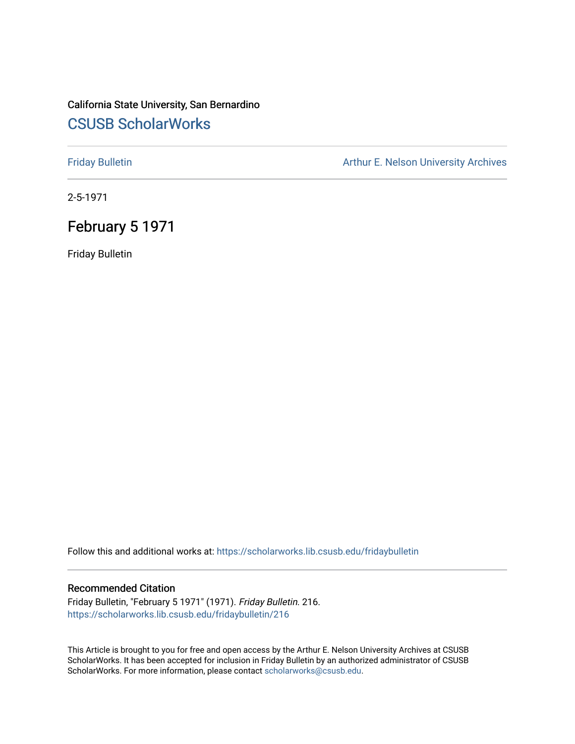California State University, San Bernardino

# CSUSB ScholarWorks

Friday Bulletin

Arthur E. Nelson University Archives

2-5-1971

## February 5 1971

Friday Bulletin

Follow this and additional works at: https://scholarworks.lib.csusb.edu/fridaybulletin

### Recommended Citation

Friday Bulletin, "February 5 1971" (1971). *Friday Bulletin*. 216.
https://scholarworks.lib.csusb.edu/fridaybulletin/216

This Article is brought to you for free and open access by the Arthur E. Nelson University Archives at CSUSB ScholarWorks. It has been accepted for inclusion in Friday Bulletin by an authorized administrator of CSUSB ScholarWorks. For more information, please contact scholarworks@csusb.edu.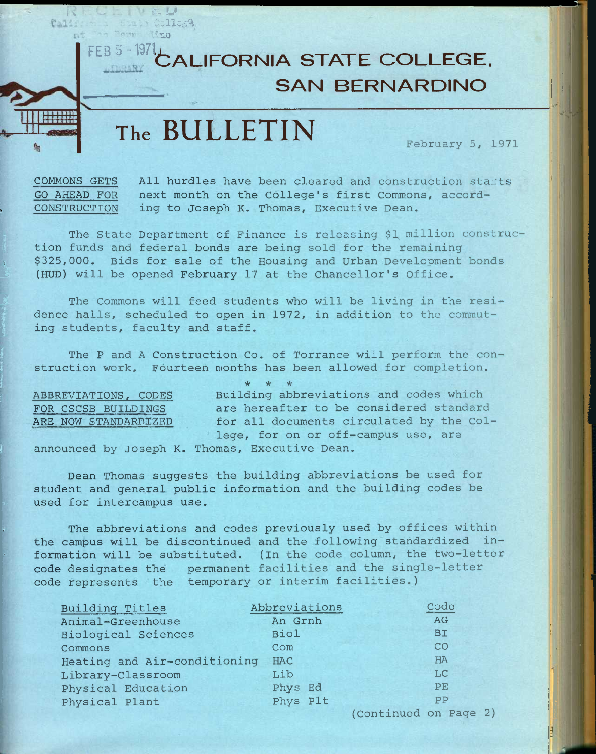RECEIVED California State College at San Bernardino FEB 5 - 1971 LIBRARY

# CALIFORNIA STATE COLLEGE, SAN BERNARDINO

# The BULLETIN

February 5, 1971

**COMMONS GETS GO AHEAD FOR CONSTRUCTION**

All hurdles have been cleared and construction starts next month on the College's first Commons, according to Joseph K. Thomas, Executive Dean.

The State Department of Finance is releasing $1 million construction funds and federal bonds are being sold for the remaining $325,000. Bids for sale of the Housing and Urban Development bonds (HUD) will be opened February 17 at the Chancellor's Office.

The Commons will feed students who will be living in the residence halls, scheduled to open in 1972, in addition to the commuting students, faculty and staff.

The P and A Construction Co. of Torrance will perform the construction work. Fourteen months has been allowed for completion.

\* \* \*

**ABBREVIATIONS, CODES FOR CSCSB BUILDINGS ARE NOW STANDARDIZED**

Building abbreviations and codes which are hereafter to be considered standard for all documents circulated by the College, for on or off-campus use, are announced by Joseph K. Thomas, Executive Dean.

Dean Thomas suggests the building abbreviations be used for student and general public information and the building codes be used for intercampus use.

The abbreviations and codes previously used by offices within the campus will be discontinued and the following standardized information will be substituted. (In the code column, the two-letter code designates the permanent facilities and the single-letter code represents the temporary or interim facilities.)

| Building Titles | Abbreviations | Code |
|---|---|---|
| Animal-Greenhouse | An Grnh | AG |
| Biological Sciences | Biol | BI |
| Commons | Com | CO |
| Heating and Air-conditioning | HAC | HA |
| Library-Classroom | Lib | LC |
| Physical Education | Phys Ed | PE |
| Physical Plant | Phys Plt | PP |

(Continued on Page 2)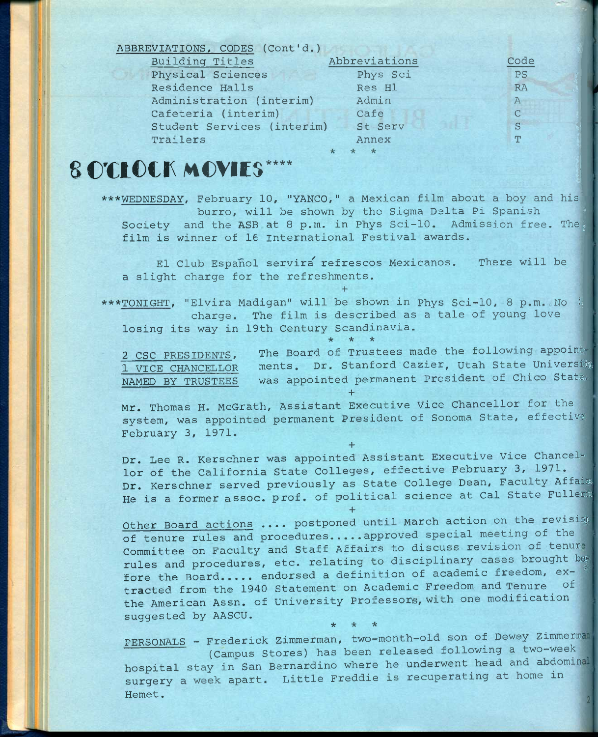ABBREVIATIONS, CODES (Cont'd.)

| Building Titles | Abbreviations | Code |
|---|---|---|
| Physical Sciences | Phys Sci | PS |
| Residence Halls | Res Hl | RA |
| Administration (interim) | Admin | A |
| Cafeteria (interim) | Cafe | C |
| Student Services (interim) | St Serv | S |
| Trailers | Annex | T |

\* \* \*

# 8 O'CLOCK MOVIES****

***WEDNESDAY, February 10, "YANCO," a Mexican film about a boy and his burro, will be shown by the Sigma Delta Pi Spanish Society and the ASB at 8 p.m. in Phys Sci-10. Admission free. The film is winner of 16 International Festival awards.

El Club Español servirá refrescos Mexicanos. There will be a slight charge for the refreshments.

+

***TONIGHT, "Elvira Madigan" will be shown in Phys Sci-10, 8 p.m. No charge. The film is described as a tale of young love losing its way in 19th Century Scandinavia.

\* \* \*

2 CSC PRESIDENTS, 1 VICE CHANCELLOR NAMED BY TRUSTEES

The Board of Trustees made the following appointments. Dr. Stanford Cazier, Utah State University was appointed permanent President of Chico State.

+

Mr. Thomas H. McGrath, Assistant Executive Vice Chancellor for the system, was appointed permanent President of Sonoma State, effective February 3, 1971.

+

Dr. Lee R. Kerschner was appointed Assistant Executive Vice Chancellor of the California State Colleges, effective February 3, 1971. Dr. Kerschner served previously as State College Dean, Faculty Affairs. He is a former assoc. prof. of political science at Cal State Fullerton.

+

Other Board actions .... postponed until March action on the revision of tenure rules and procedures.....approved special meeting of the Committee on Faculty and Staff Affairs to discuss revision of tenure rules and procedures, etc. relating to disciplinary cases brought before the Board..... endorsed a definition of academic freedom, extracted from the 1940 Statement on Academic Freedom and Tenure of the American Assn. of University Professors, with one modification suggested by AASCU.

\* \* \*

PERSONALS - Frederick Zimmerman, two-month-old son of Dewey Zimmerman (Campus Stores) has been released following a two-week hospital stay in San Bernardino where he underwent head and abdominal surgery a week apart. Little Freddie is recuperating at home in Hemet.